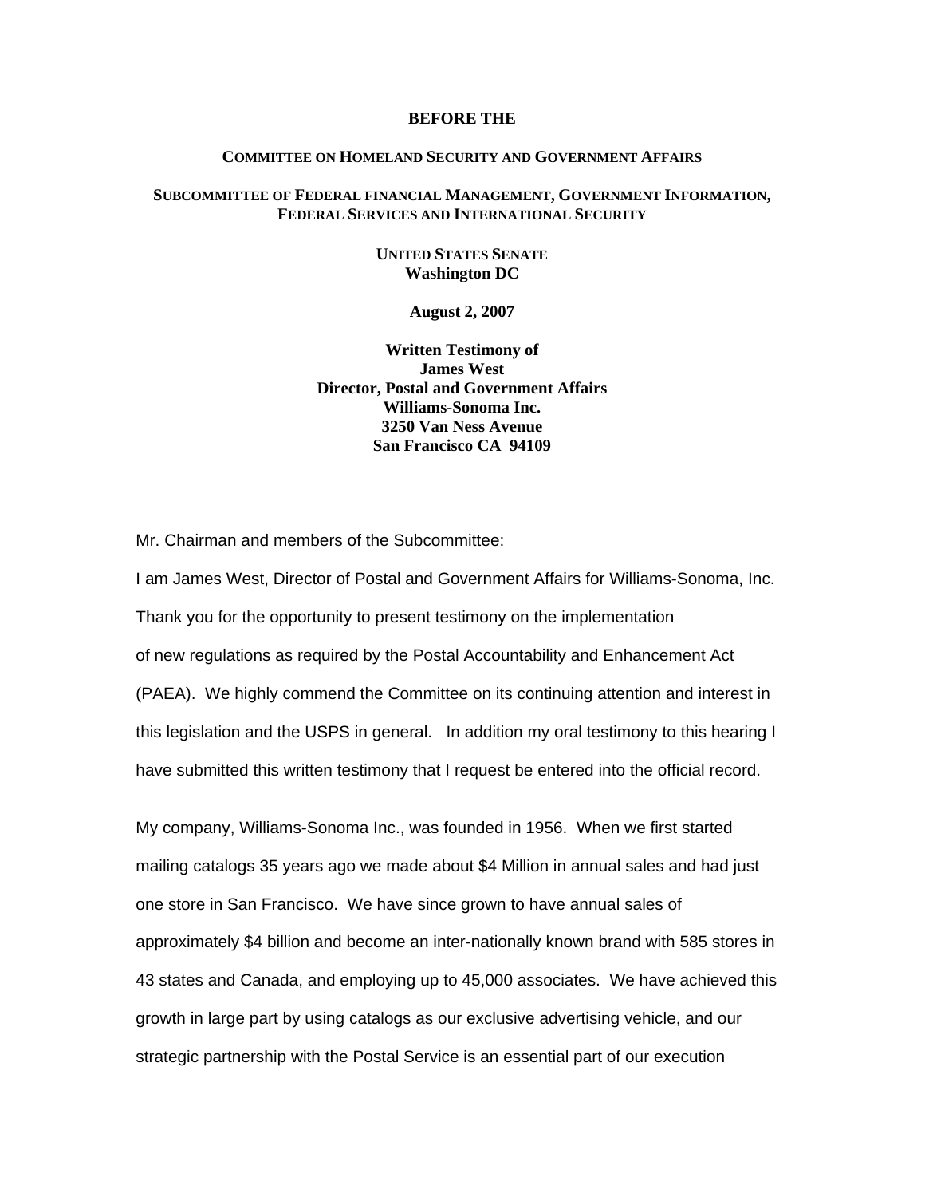**BEFORE THE**

**COMMITTEE ON HOMELAND SECURITY AND GOVERNMENT AFFAIRS**

**SUBCOMMITTEE OF FEDERAL FINANCIAL MANAGEMENT, GOVERNMENT INFORMATION, FEDERAL SERVICES AND INTERNATIONAL SECURITY**

**UNITED STATES SENATE**
**Washington DC**

**August 2, 2007**

**Written Testimony of**
**James West**
**Director, Postal and Government Affairs**
**Williams-Sonoma Inc.**
**3250 Van Ness Avenue**
**San Francisco CA 94109**

Mr. Chairman and members of the Subcommittee:

I am James West, Director of Postal and Government Affairs for Williams-Sonoma, Inc. Thank you for the opportunity to present testimony on the implementation of new regulations as required by the Postal Accountability and Enhancement Act (PAEA). We highly commend the Committee on its continuing attention and interest in this legislation and the USPS in general. In addition my oral testimony to this hearing I have submitted this written testimony that I request be entered into the official record.

My company, Williams-Sonoma Inc., was founded in 1956. When we first started mailing catalogs 35 years ago we made about $4 Million in annual sales and had just one store in San Francisco. We have since grown to have annual sales of approximately $4 billion and become an inter-nationally known brand with 585 stores in 43 states and Canada, and employing up to 45,000 associates. We have achieved this growth in large part by using catalogs as our exclusive advertising vehicle, and our strategic partnership with the Postal Service is an essential part of our execution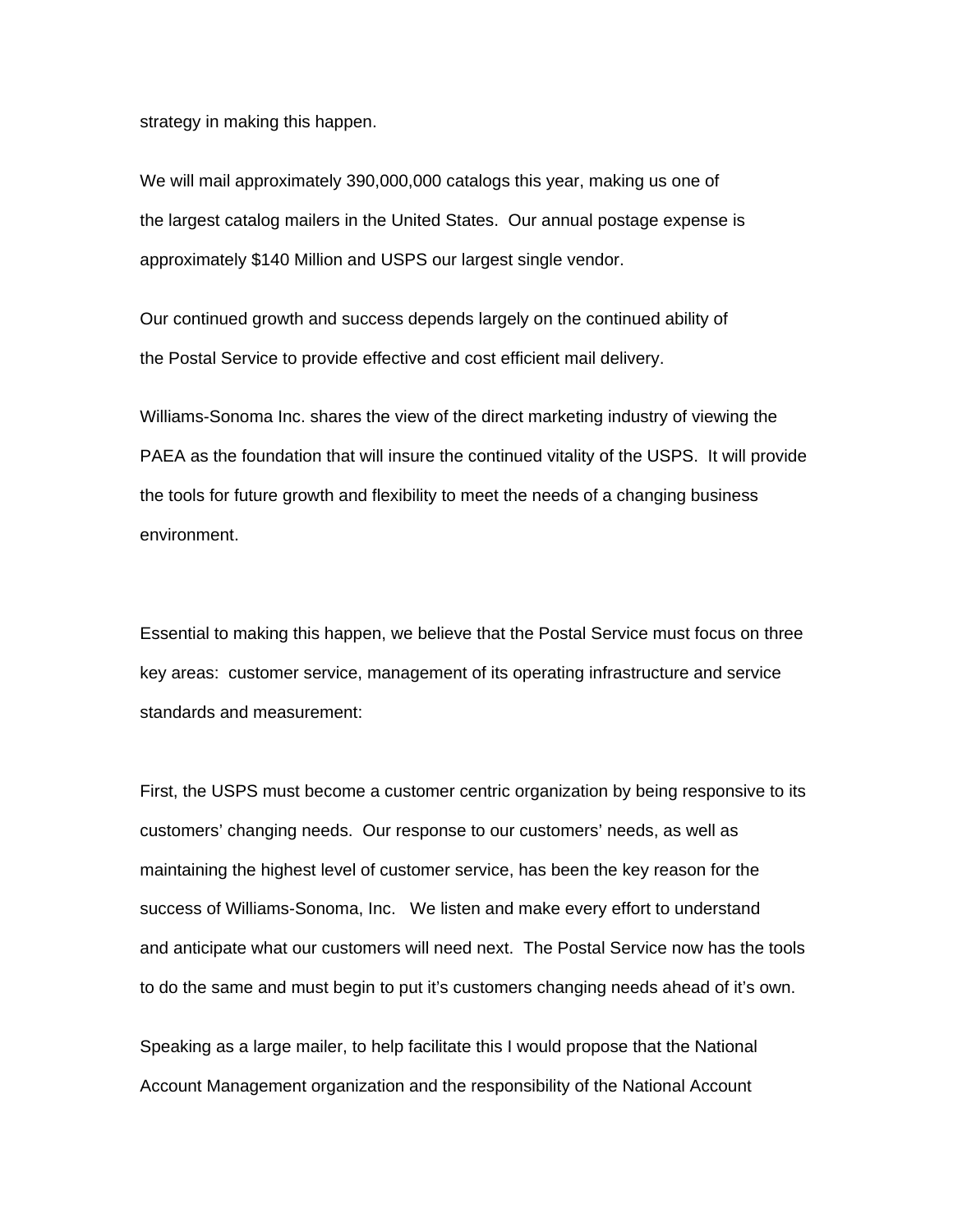strategy in making this happen.

We will mail approximately 390,000,000 catalogs this year, making us one of the largest catalog mailers in the United States. Our annual postage expense is approximately $140 Million and USPS our largest single vendor.

Our continued growth and success depends largely on the continued ability of the Postal Service to provide effective and cost efficient mail delivery.

Williams-Sonoma Inc. shares the view of the direct marketing industry of viewing the PAEA as the foundation that will insure the continued vitality of the USPS. It will provide the tools for future growth and flexibility to meet the needs of a changing business environment.

Essential to making this happen, we believe that the Postal Service must focus on three key areas: customer service, management of its operating infrastructure and service standards and measurement:

First, the USPS must become a customer centric organization by being responsive to its customers' changing needs. Our response to our customers' needs, as well as maintaining the highest level of customer service, has been the key reason for the success of Williams-Sonoma, Inc. We listen and make every effort to understand and anticipate what our customers will need next. The Postal Service now has the tools to do the same and must begin to put it's customers changing needs ahead of it's own.

Speaking as a large mailer, to help facilitate this I would propose that the National Account Management organization and the responsibility of the National Account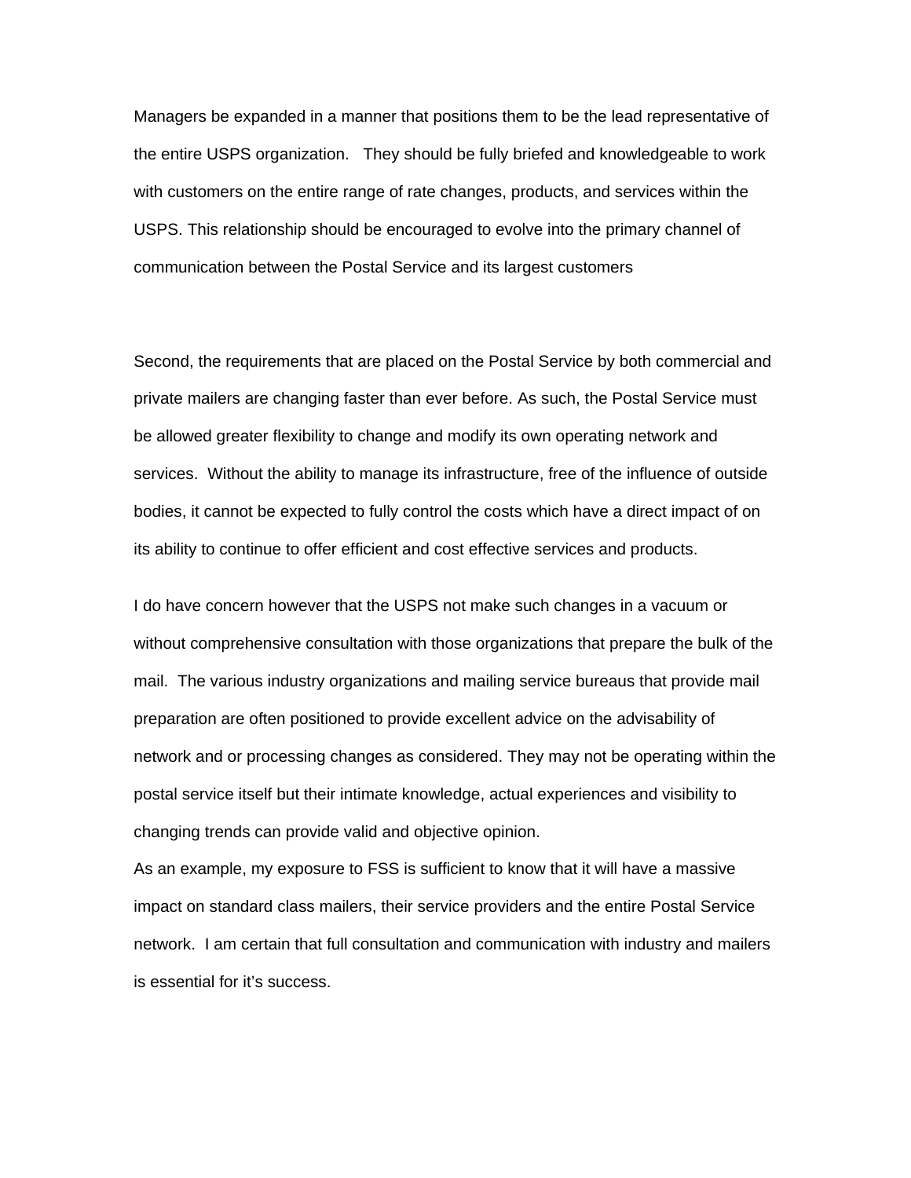Managers be expanded in a manner that positions them to be the lead representative of the entire USPS organization. They should be fully briefed and knowledgeable to work with customers on the entire range of rate changes, products, and services within the USPS. This relationship should be encouraged to evolve into the primary channel of communication between the Postal Service and its largest customers

Second, the requirements that are placed on the Postal Service by both commercial and private mailers are changing faster than ever before. As such, the Postal Service must be allowed greater flexibility to change and modify its own operating network and services. Without the ability to manage its infrastructure, free of the influence of outside bodies, it cannot be expected to fully control the costs which have a direct impact of on its ability to continue to offer efficient and cost effective services and products.

I do have concern however that the USPS not make such changes in a vacuum or without comprehensive consultation with those organizations that prepare the bulk of the mail. The various industry organizations and mailing service bureaus that provide mail preparation are often positioned to provide excellent advice on the advisability of network and or processing changes as considered. They may not be operating within the postal service itself but their intimate knowledge, actual experiences and visibility to changing trends can provide valid and objective opinion.

As an example, my exposure to FSS is sufficient to know that it will have a massive impact on standard class mailers, their service providers and the entire Postal Service network. I am certain that full consultation and communication with industry and mailers is essential for it's success.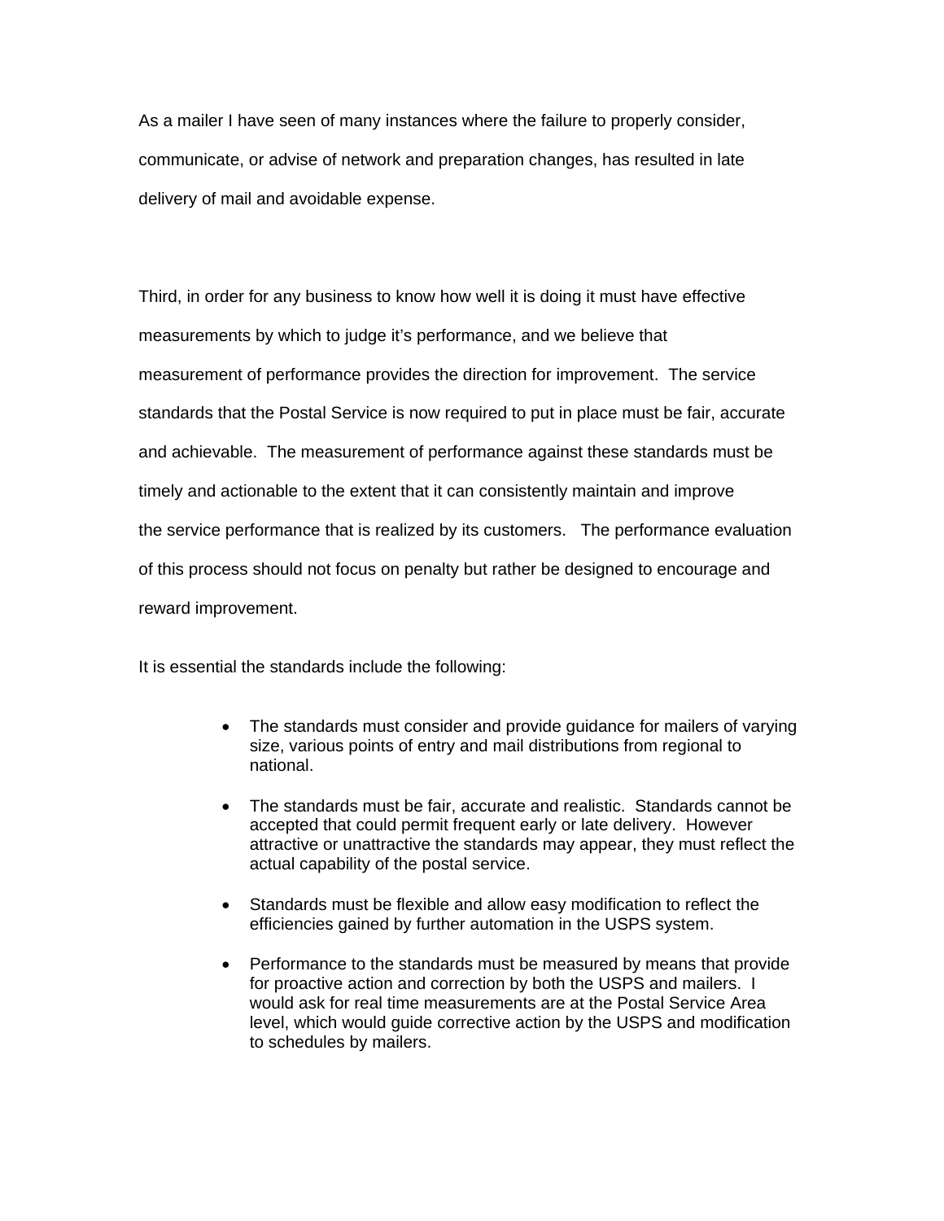As a mailer I have seen of many instances where the failure to properly consider, communicate, or advise of network and preparation changes, has resulted in late delivery of mail and avoidable expense.

Third, in order for any business to know how well it is doing it must have effective measurements by which to judge it's performance, and we believe that measurement of performance provides the direction for improvement. The service standards that the Postal Service is now required to put in place must be fair, accurate and achievable. The measurement of performance against these standards must be timely and actionable to the extent that it can consistently maintain and improve the service performance that is realized by its customers. The performance evaluation of this process should not focus on penalty but rather be designed to encourage and reward improvement.

It is essential the standards include the following:

- The standards must consider and provide guidance for mailers of varying size, various points of entry and mail distributions from regional to national.
- The standards must be fair, accurate and realistic. Standards cannot be accepted that could permit frequent early or late delivery. However attractive or unattractive the standards may appear, they must reflect the actual capability of the postal service.
- Standards must be flexible and allow easy modification to reflect the efficiencies gained by further automation in the USPS system.
- Performance to the standards must be measured by means that provide for proactive action and correction by both the USPS and mailers. I would ask for real time measurements are at the Postal Service Area level, which would guide corrective action by the USPS and modification to schedules by mailers.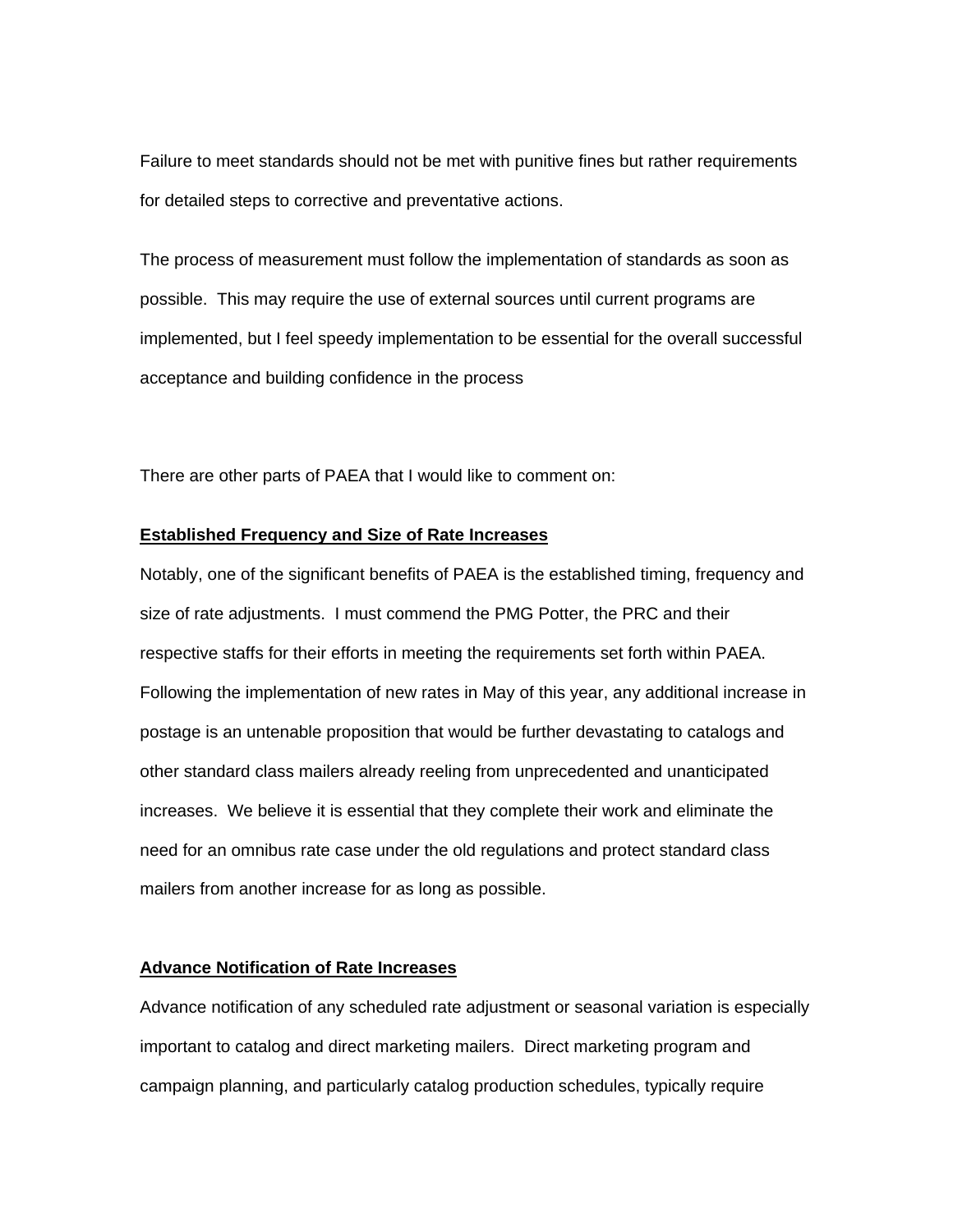Failure to meet standards should not be met with punitive fines but rather requirements for detailed steps to corrective and preventative actions.

The process of measurement must follow the implementation of standards as soon as possible. This may require the use of external sources until current programs are implemented, but I feel speedy implementation to be essential for the overall successful acceptance and building confidence in the process

There are other parts of PAEA that I would like to comment on:

**Established Frequency and Size of Rate Increases**

Notably, one of the significant benefits of PAEA is the established timing, frequency and size of rate adjustments. I must commend the PMG Potter, the PRC and their respective staffs for their efforts in meeting the requirements set forth within PAEA. Following the implementation of new rates in May of this year, any additional increase in postage is an untenable proposition that would be further devastating to catalogs and other standard class mailers already reeling from unprecedented and unanticipated increases. We believe it is essential that they complete their work and eliminate the need for an omnibus rate case under the old regulations and protect standard class mailers from another increase for as long as possible.

**Advance Notification of Rate Increases**

Advance notification of any scheduled rate adjustment or seasonal variation is especially important to catalog and direct marketing mailers. Direct marketing program and campaign planning, and particularly catalog production schedules, typically require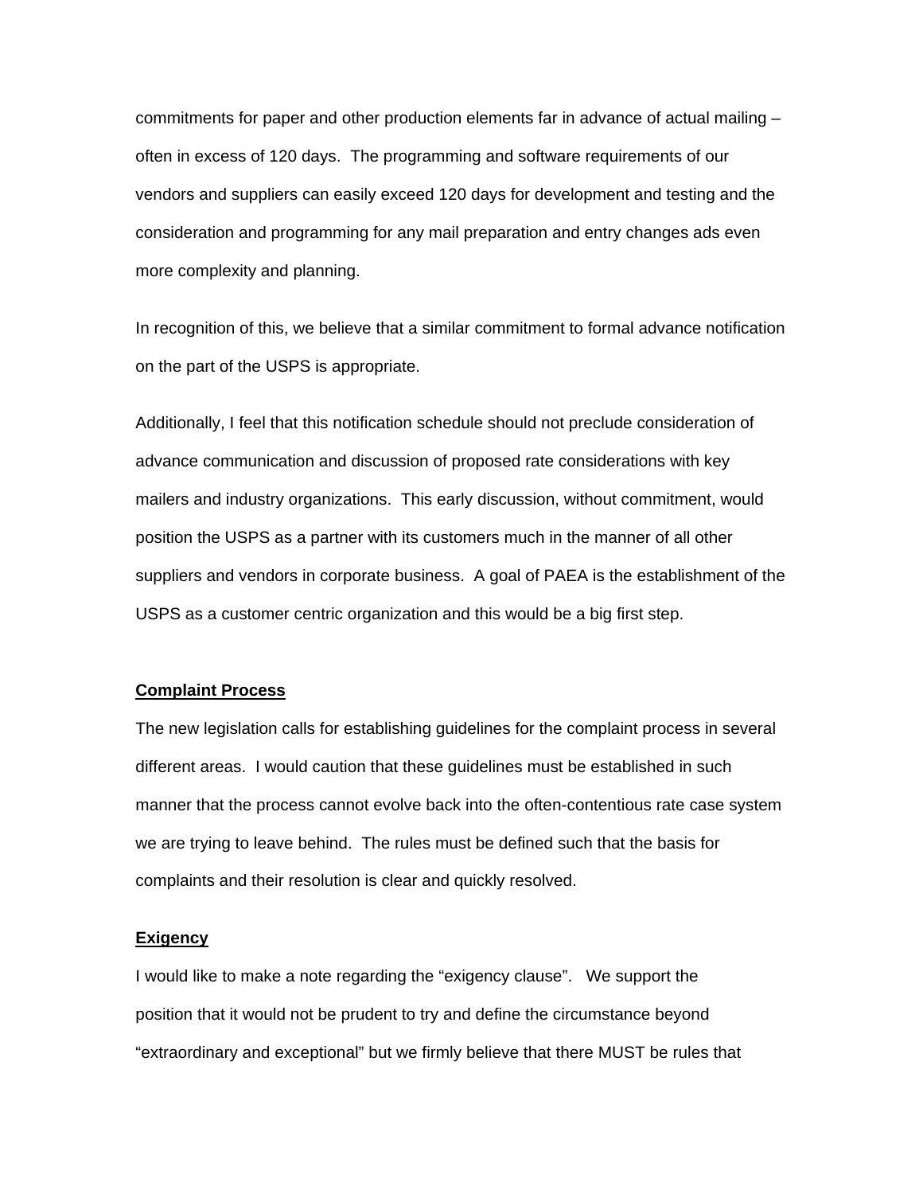commitments for paper and other production elements far in advance of actual mailing – often in excess of 120 days. The programming and software requirements of our vendors and suppliers can easily exceed 120 days for development and testing and the consideration and programming for any mail preparation and entry changes ads even more complexity and planning.

In recognition of this, we believe that a similar commitment to formal advance notification on the part of the USPS is appropriate.

Additionally, I feel that this notification schedule should not preclude consideration of advance communication and discussion of proposed rate considerations with key mailers and industry organizations. This early discussion, without commitment, would position the USPS as a partner with its customers much in the manner of all other suppliers and vendors in corporate business. A goal of PAEA is the establishment of the USPS as a customer centric organization and this would be a big first step.

**Complaint Process**

The new legislation calls for establishing guidelines for the complaint process in several different areas. I would caution that these guidelines must be established in such manner that the process cannot evolve back into the often-contentious rate case system we are trying to leave behind. The rules must be defined such that the basis for complaints and their resolution is clear and quickly resolved.

**Exigency**

I would like to make a note regarding the "exigency clause". We support the position that it would not be prudent to try and define the circumstance beyond "extraordinary and exceptional" but we firmly believe that there MUST be rules that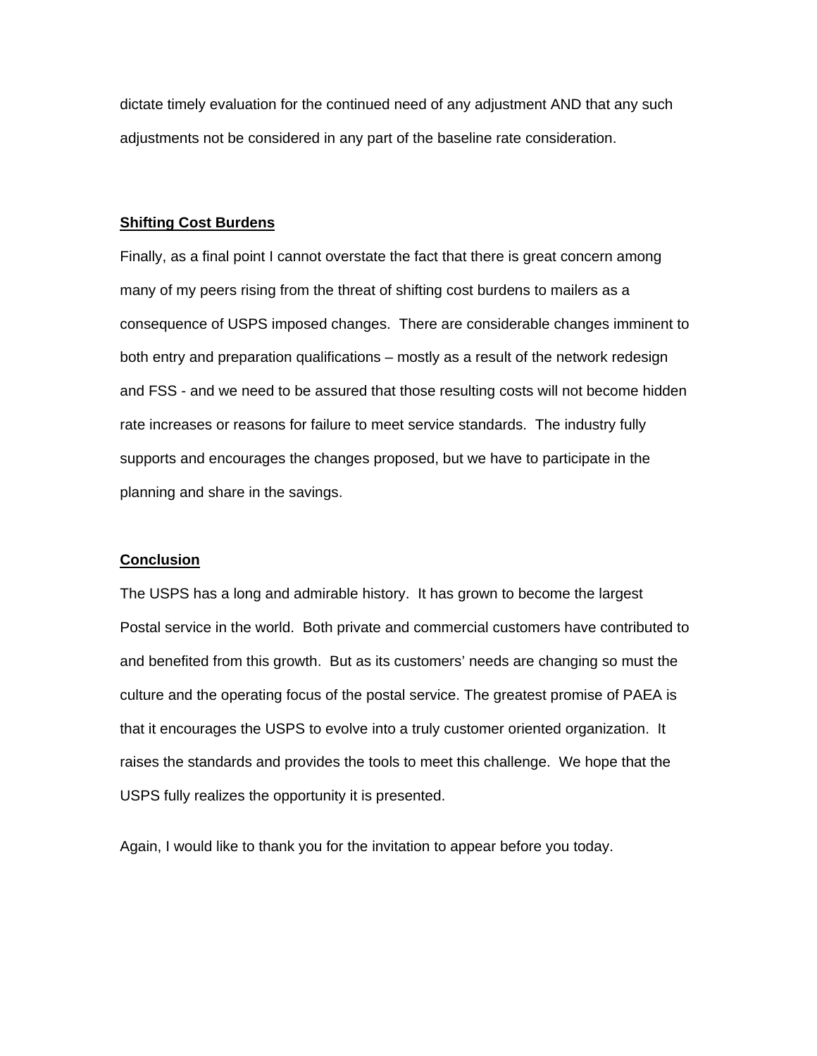dictate timely evaluation for the continued need of any adjustment AND that any such adjustments not be considered in any part of the baseline rate consideration.

**Shifting Cost Burdens**

Finally, as a final point I cannot overstate the fact that there is great concern among many of my peers rising from the threat of shifting cost burdens to mailers as a consequence of USPS imposed changes. There are considerable changes imminent to both entry and preparation qualifications – mostly as a result of the network redesign and FSS - and we need to be assured that those resulting costs will not become hidden rate increases or reasons for failure to meet service standards. The industry fully supports and encourages the changes proposed, but we have to participate in the planning and share in the savings.

**Conclusion**

The USPS has a long and admirable history. It has grown to become the largest Postal service in the world. Both private and commercial customers have contributed to and benefited from this growth. But as its customers' needs are changing so must the culture and the operating focus of the postal service. The greatest promise of PAEA is that it encourages the USPS to evolve into a truly customer oriented organization. It raises the standards and provides the tools to meet this challenge. We hope that the USPS fully realizes the opportunity it is presented.

Again, I would like to thank you for the invitation to appear before you today.